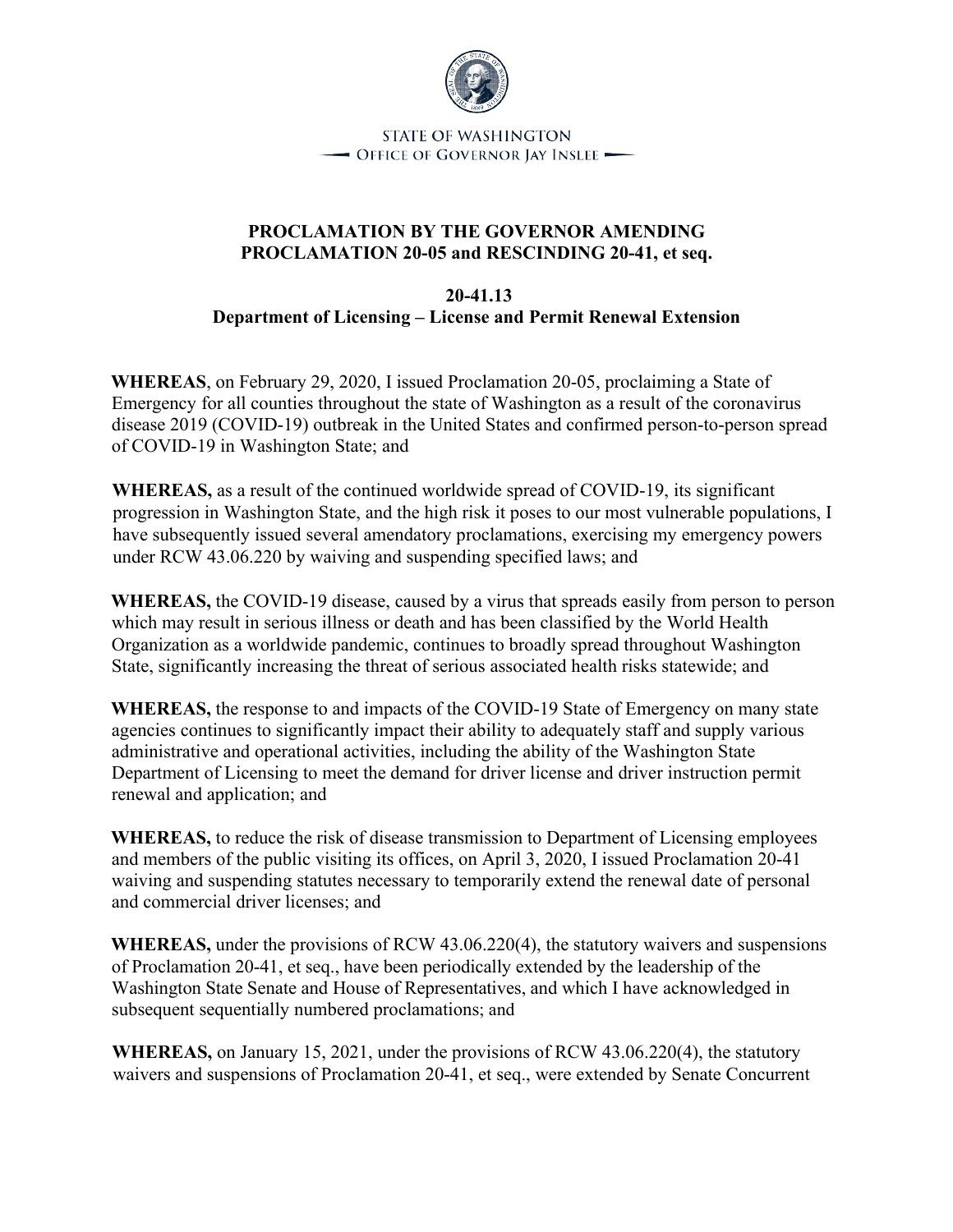STATE OF WASHINGTON
OFFICE OF GOVERNOR JAY INSLEE

# PROCLAMATION BY THE GOVERNOR AMENDING PROCLAMATION 20-05 and RESCINDING 20-41, et seq.

## 20-41.13
## Department of Licensing – License and Permit Renewal Extension

**WHEREAS**, on February 29, 2020, I issued Proclamation 20-05, proclaiming a State of Emergency for all counties throughout the state of Washington as a result of the coronavirus disease 2019 (COVID-19) outbreak in the United States and confirmed person-to-person spread of COVID-19 in Washington State; and

**WHEREAS,** as a result of the continued worldwide spread of COVID-19, its significant progression in Washington State, and the high risk it poses to our most vulnerable populations, I have subsequently issued several amendatory proclamations, exercising my emergency powers under RCW 43.06.220 by waiving and suspending specified laws; and

**WHEREAS,** the COVID-19 disease, caused by a virus that spreads easily from person to person which may result in serious illness or death and has been classified by the World Health Organization as a worldwide pandemic, continues to broadly spread throughout Washington State, significantly increasing the threat of serious associated health risks statewide; and

**WHEREAS,** the response to and impacts of the COVID-19 State of Emergency on many state agencies continues to significantly impact their ability to adequately staff and supply various administrative and operational activities, including the ability of the Washington State Department of Licensing to meet the demand for driver license and driver instruction permit renewal and application; and

**WHEREAS,** to reduce the risk of disease transmission to Department of Licensing employees and members of the public visiting its offices, on April 3, 2020, I issued Proclamation 20-41 waiving and suspending statutes necessary to temporarily extend the renewal date of personal and commercial driver licenses; and

**WHEREAS,** under the provisions of RCW 43.06.220(4), the statutory waivers and suspensions of Proclamation 20-41, et seq., have been periodically extended by the leadership of the Washington State Senate and House of Representatives, and which I have acknowledged in subsequent sequentially numbered proclamations; and

**WHEREAS,** on January 15, 2021, under the provisions of RCW 43.06.220(4), the statutory waivers and suspensions of Proclamation 20-41, et seq., were extended by Senate Concurrent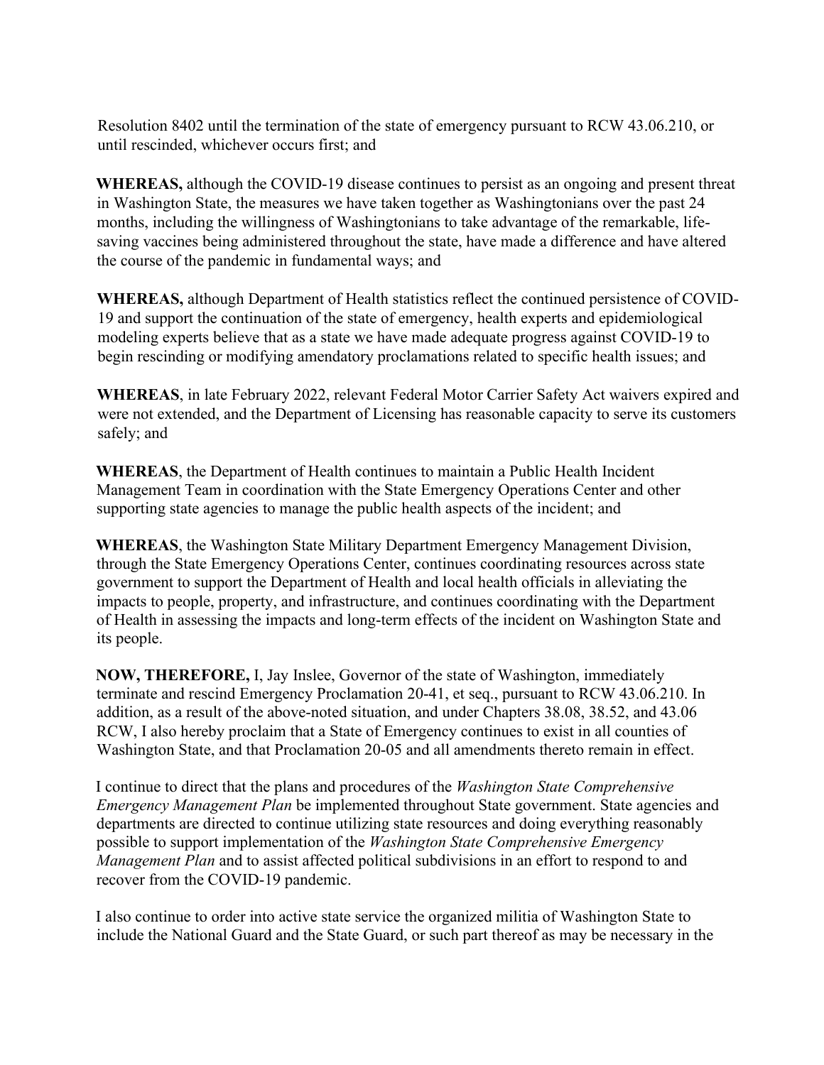Resolution 8402 until the termination of the state of emergency pursuant to RCW 43.06.210, or until rescinded, whichever occurs first; and

**WHEREAS,** although the COVID-19 disease continues to persist as an ongoing and present threat in Washington State, the measures we have taken together as Washingtonians over the past 24 months, including the willingness of Washingtonians to take advantage of the remarkable, life-saving vaccines being administered throughout the state, have made a difference and have altered the course of the pandemic in fundamental ways; and

**WHEREAS,** although Department of Health statistics reflect the continued persistence of COVID-19 and support the continuation of the state of emergency, health experts and epidemiological modeling experts believe that as a state we have made adequate progress against COVID-19 to begin rescinding or modifying amendatory proclamations related to specific health issues; and

**WHEREAS**, in late February 2022, relevant Federal Motor Carrier Safety Act waivers expired and were not extended, and the Department of Licensing has reasonable capacity to serve its customers safely; and

**WHEREAS**, the Department of Health continues to maintain a Public Health Incident Management Team in coordination with the State Emergency Operations Center and other supporting state agencies to manage the public health aspects of the incident; and

**WHEREAS**, the Washington State Military Department Emergency Management Division, through the State Emergency Operations Center, continues coordinating resources across state government to support the Department of Health and local health officials in alleviating the impacts to people, property, and infrastructure, and continues coordinating with the Department of Health in assessing the impacts and long-term effects of the incident on Washington State and its people.

**NOW, THEREFORE,** I, Jay Inslee, Governor of the state of Washington, immediately terminate and rescind Emergency Proclamation 20-41, et seq., pursuant to RCW 43.06.210. In addition, as a result of the above-noted situation, and under Chapters 38.08, 38.52, and 43.06 RCW, I also hereby proclaim that a State of Emergency continues to exist in all counties of Washington State, and that Proclamation 20-05 and all amendments thereto remain in effect.

I continue to direct that the plans and procedures of the *Washington State Comprehensive Emergency Management Plan* be implemented throughout State government. State agencies and departments are directed to continue utilizing state resources and doing everything reasonably possible to support implementation of the *Washington State Comprehensive Emergency Management Plan* and to assist affected political subdivisions in an effort to respond to and recover from the COVID-19 pandemic.

I also continue to order into active state service the organized militia of Washington State to include the National Guard and the State Guard, or such part thereof as may be necessary in the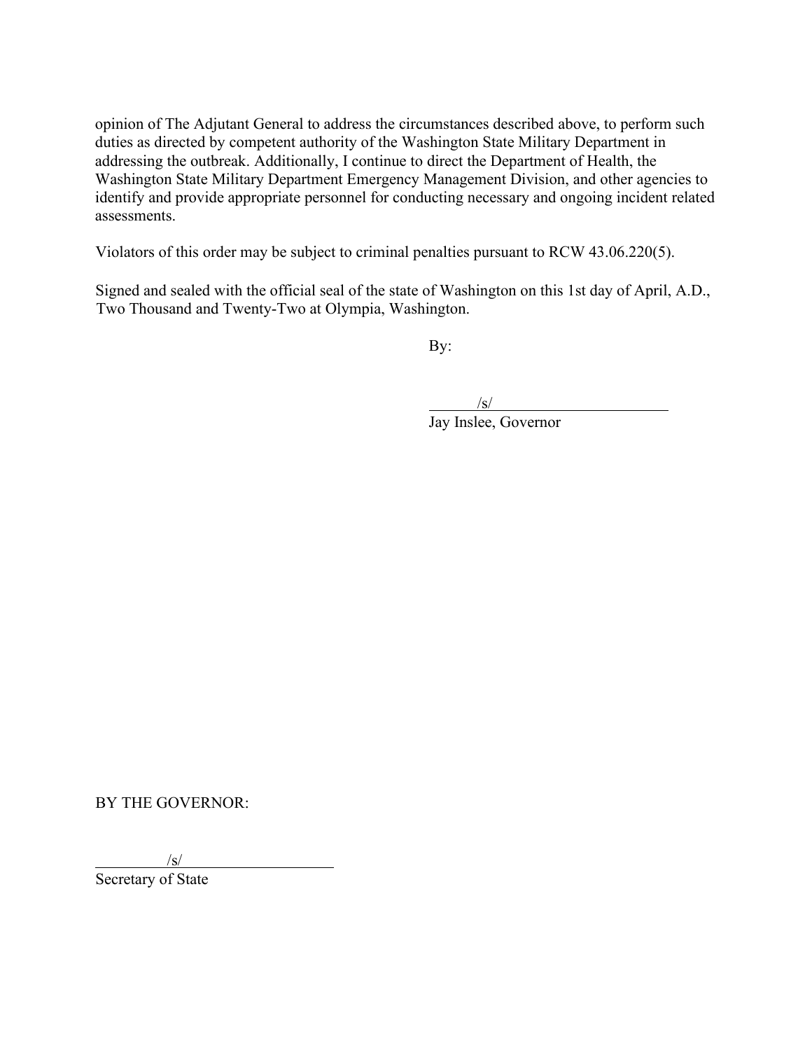opinion of The Adjutant General to address the circumstances described above, to perform such duties as directed by competent authority of the Washington State Military Department in addressing the outbreak. Additionally, I continue to direct the Department of Health, the Washington State Military Department Emergency Management Division, and other agencies to identify and provide appropriate personnel for conducting necessary and ongoing incident related assessments.

Violators of this order may be subject to criminal penalties pursuant to RCW 43.06.220(5).

Signed and sealed with the official seal of the state of Washington on this 1st day of April, A.D., Two Thousand and Twenty-Two at Olympia, Washington.

By:

/s/

Jay Inslee, Governor

BY THE GOVERNOR:

/s/

Secretary of State